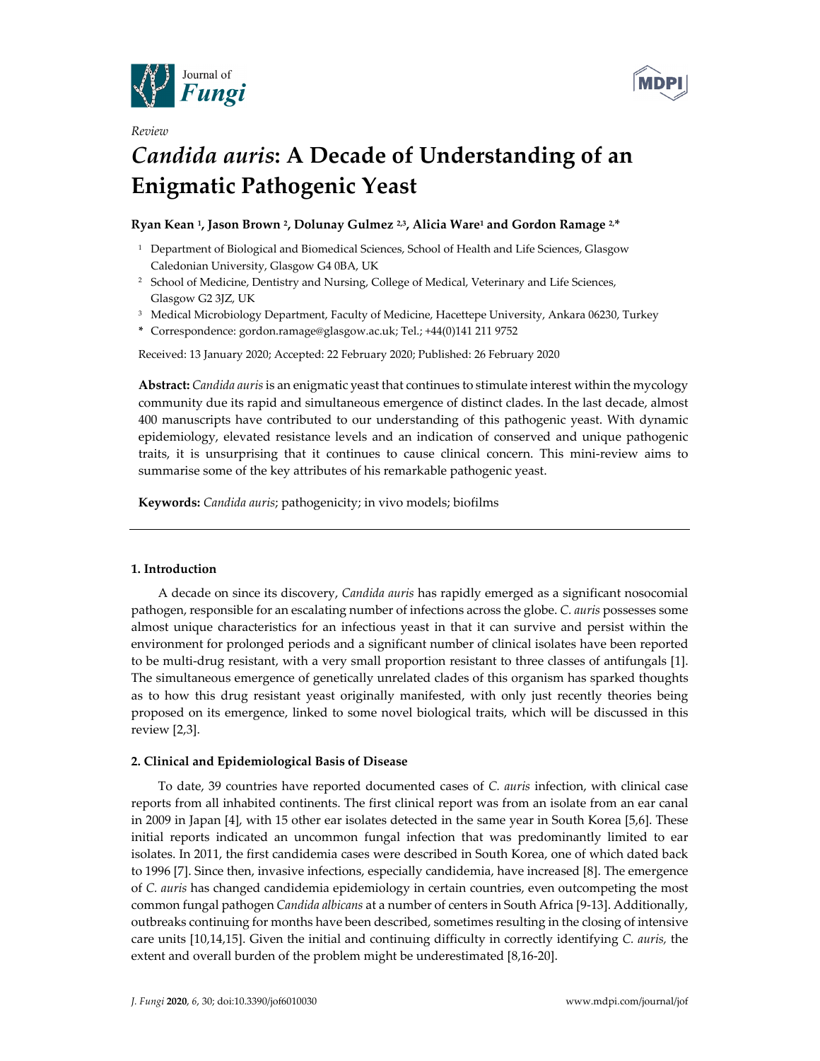*Review*

# *Candida auris*: A Decade of Understanding of an Enigmatic Pathogenic Yeast

**Ryan Kean [1], Jason Brown [2], Dolunay Gulmez [2,3], Alicia Ware [1] and Gordon Ramage [2,*]**

[1] Department of Biological and Biomedical Sciences, School of Health and Life Sciences, Glasgow Caledonian University, Glasgow G4 0BA, UK

[2] School of Medicine, Dentistry and Nursing, College of Medical, Veterinary and Life Sciences, Glasgow G2 3JZ, UK

[3] Medical Microbiology Department, Faculty of Medicine, Hacettepe University, Ankara 06230, Turkey

\* Correspondence: gordon.ramage@glasgow.ac.uk; Tel.; +44(0)141 211 9752

Received: 13 January 2020; Accepted: 22 February 2020; Published: 26 February 2020

**Abstract:** *Candida auris* is an enigmatic yeast that continues to stimulate interest within the mycology community due its rapid and simultaneous emergence of distinct clades. In the last decade, almost 400 manuscripts have contributed to our understanding of this pathogenic yeast. With dynamic epidemiology, elevated resistance levels and an indication of conserved and unique pathogenic traits, it is unsurprising that it continues to cause clinical concern. This mini-review aims to summarise some of the key attributes of his remarkable pathogenic yeast.

**Keywords:** *Candida auris*; pathogenicity; in vivo models; biofilms

## 1. Introduction

A decade on since its discovery, *Candida auris* has rapidly emerged as a significant nosocomial pathogen, responsible for an escalating number of infections across the globe. *C. auris* possesses some almost unique characteristics for an infectious yeast in that it can survive and persist within the environment for prolonged periods and a significant number of clinical isolates have been reported to be multi-drug resistant, with a very small proportion resistant to three classes of antifungals [1]. The simultaneous emergence of genetically unrelated clades of this organism has sparked thoughts as to how this drug resistant yeast originally manifested, with only just recently theories being proposed on its emergence, linked to some novel biological traits, which will be discussed in this review [2,3].

## 2. Clinical and Epidemiological Basis of Disease

To date, 39 countries have reported documented cases of *C. auris* infection, with clinical case reports from all inhabited continents. The first clinical report was from an isolate from an ear canal in 2009 in Japan [4], with 15 other ear isolates detected in the same year in South Korea [5,6]. These initial reports indicated an uncommon fungal infection that was predominantly limited to ear isolates. In 2011, the first candidemia cases were described in South Korea, one of which dated back to 1996 [7]. Since then, invasive infections, especially candidemia, have increased [8]. The emergence of *C. auris* has changed candidemia epidemiology in certain countries, even outcompeting the most common fungal pathogen *Candida albicans* at a number of centers in South Africa [9-13]. Additionally, outbreaks continuing for months have been described, sometimes resulting in the closing of intensive care units [10,14,15]. Given the initial and continuing difficulty in correctly identifying *C. auris,* the extent and overall burden of the problem might be underestimated [8,16-20].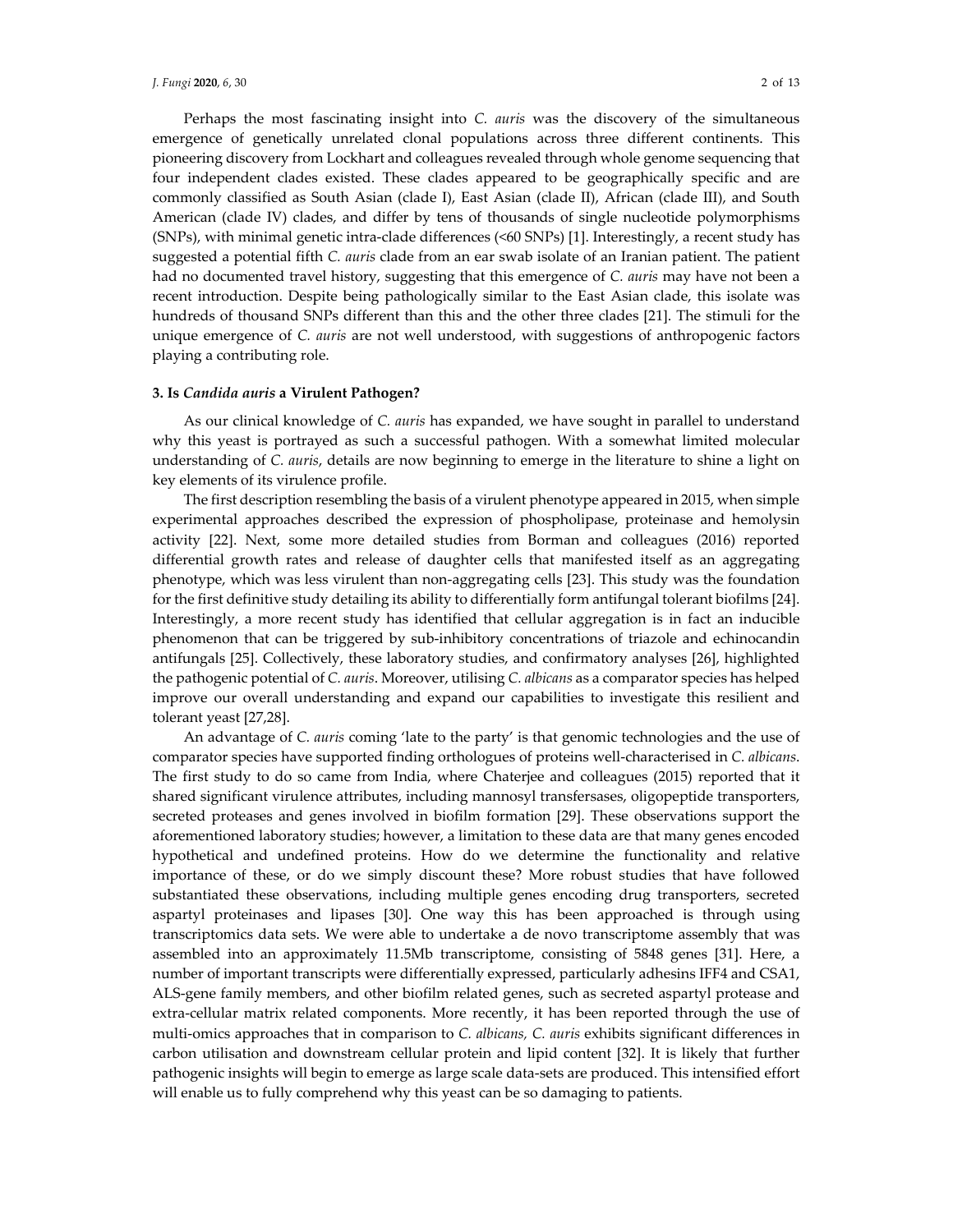Perhaps the most fascinating insight into *C. auris* was the discovery of the simultaneous emergence of genetically unrelated clonal populations across three different continents. This pioneering discovery from Lockhart and colleagues revealed through whole genome sequencing that four independent clades existed. These clades appeared to be geographically specific and are commonly classified as South Asian (clade I), East Asian (clade II), African (clade III), and South American (clade IV) clades, and differ by tens of thousands of single nucleotide polymorphisms (SNPs), with minimal genetic intra-clade differences (<60 SNPs) [1]. Interestingly, a recent study has suggested a potential fifth *C. auris* clade from an ear swab isolate of an Iranian patient. The patient had no documented travel history, suggesting that this emergence of *C. auris* may have not been a recent introduction. Despite being pathologically similar to the East Asian clade, this isolate was hundreds of thousand SNPs different than this and the other three clades [21]. The stimuli for the unique emergence of *C. auris* are not well understood, with suggestions of anthropogenic factors playing a contributing role.

### 3. Is *Candida auris* a Virulent Pathogen?

As our clinical knowledge of *C. auris* has expanded, we have sought in parallel to understand why this yeast is portrayed as such a successful pathogen. With a somewhat limited molecular understanding of *C. auris*, details are now beginning to emerge in the literature to shine a light on key elements of its virulence profile.

The first description resembling the basis of a virulent phenotype appeared in 2015, when simple experimental approaches described the expression of phospholipase, proteinase and hemolysin activity [22]. Next, some more detailed studies from Borman and colleagues (2016) reported differential growth rates and release of daughter cells that manifested itself as an aggregating phenotype, which was less virulent than non-aggregating cells [23]. This study was the foundation for the first definitive study detailing its ability to differentially form antifungal tolerant biofilms [24]. Interestingly, a more recent study has identified that cellular aggregation is in fact an inducible phenomenon that can be triggered by sub-inhibitory concentrations of triazole and echinocandin antifungals [25]. Collectively, these laboratory studies, and confirmatory analyses [26], highlighted the pathogenic potential of *C. auris*. Moreover, utilising *C. albicans* as a comparator species has helped improve our overall understanding and expand our capabilities to investigate this resilient and tolerant yeast [27,28].

An advantage of *C. auris* coming 'late to the party' is that genomic technologies and the use of comparator species have supported finding orthologues of proteins well-characterised in *C. albicans*. The first study to do so came from India, where Chaterjee and colleagues (2015) reported that it shared significant virulence attributes, including mannosyl transfersases, oligopeptide transporters, secreted proteases and genes involved in biofilm formation [29]. These observations support the aforementioned laboratory studies; however, a limitation to these data are that many genes encoded hypothetical and undefined proteins. How do we determine the functionality and relative importance of these, or do we simply discount these? More robust studies that have followed substantiated these observations, including multiple genes encoding drug transporters, secreted aspartyl proteinases and lipases [30]. One way this has been approached is through using transcriptomics data sets. We were able to undertake a de novo transcriptome assembly that was assembled into an approximately 11.5Mb transcriptome, consisting of 5848 genes [31]. Here, a number of important transcripts were differentially expressed, particularly adhesins IFF4 and CSA1, ALS-gene family members, and other biofilm related genes, such as secreted aspartyl protease and extra-cellular matrix related components. More recently, it has been reported through the use of multi-omics approaches that in comparison to *C. albicans, C. auris* exhibits significant differences in carbon utilisation and downstream cellular protein and lipid content [32]. It is likely that further pathogenic insights will begin to emerge as large scale data-sets are produced. This intensified effort will enable us to fully comprehend why this yeast can be so damaging to patients.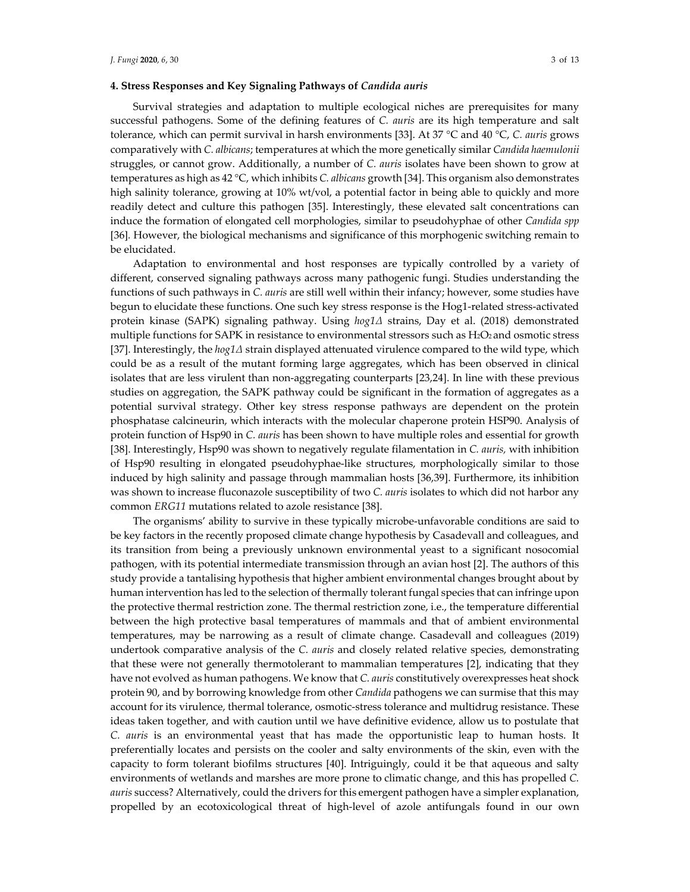## 4. Stress Responses and Key Signaling Pathways of *Candida auris*

Survival strategies and adaptation to multiple ecological niches are prerequisites for many successful pathogens. Some of the defining features of *C. auris* are its high temperature and salt tolerance, which can permit survival in harsh environments [33]. At 37 °C and 40 °C, *C. auris* grows comparatively with *C. albicans*; temperatures at which the more genetically similar *Candida haemulonii* struggles, or cannot grow. Additionally, a number of *C. auris* isolates have been shown to grow at temperatures as high as 42 °C, which inhibits *C. albicans* growth [34]. This organism also demonstrates high salinity tolerance, growing at 10% wt/vol, a potential factor in being able to quickly and more readily detect and culture this pathogen [35]. Interestingly, these elevated salt concentrations can induce the formation of elongated cell morphologies, similar to pseudohyphae of other *Candida spp* [36]. However, the biological mechanisms and significance of this morphogenic switching remain to be elucidated.

Adaptation to environmental and host responses are typically controlled by a variety of different, conserved signaling pathways across many pathogenic fungi. Studies understanding the functions of such pathways in *C. auris* are still well within their infancy; however, some studies have begun to elucidate these functions. One such key stress response is the Hog1-related stress-activated protein kinase (SAPK) signaling pathway. Using *hog1Δ* strains, Day et al. (2018) demonstrated multiple functions for SAPK in resistance to environmental stressors such as $H_2O_2$ and osmotic stress [37]. Interestingly, the *hog1Δ* strain displayed attenuated virulence compared to the wild type, which could be as a result of the mutant forming large aggregates, which has been observed in clinical isolates that are less virulent than non-aggregating counterparts [23,24]. In line with these previous studies on aggregation, the SAPK pathway could be significant in the formation of aggregates as a potential survival strategy. Other key stress response pathways are dependent on the protein phosphatase calcineurin, which interacts with the molecular chaperone protein HSP90. Analysis of protein function of Hsp90 in *C. auris* has been shown to have multiple roles and essential for growth [38]. Interestingly, Hsp90 was shown to negatively regulate filamentation in *C. auris,* with inhibition of Hsp90 resulting in elongated pseudohyphae-like structures, morphologically similar to those induced by high salinity and passage through mammalian hosts [36,39]. Furthermore, its inhibition was shown to increase fluconazole susceptibility of two *C. auris* isolates to which did not harbor any common *ERG11* mutations related to azole resistance [38].

The organisms' ability to survive in these typically microbe-unfavorable conditions are said to be key factors in the recently proposed climate change hypothesis by Casadevall and colleagues, and its transition from being a previously unknown environmental yeast to a significant nosocomial pathogen, with its potential intermediate transmission through an avian host [2]. The authors of this study provide a tantalising hypothesis that higher ambient environmental changes brought about by human intervention has led to the selection of thermally tolerant fungal species that can infringe upon the protective thermal restriction zone. The thermal restriction zone, i.e., the temperature differential between the high protective basal temperatures of mammals and that of ambient environmental temperatures, may be narrowing as a result of climate change. Casadevall and colleagues (2019) undertook comparative analysis of the *C. auris* and closely related relative species, demonstrating that these were not generally thermotolerant to mammalian temperatures [2], indicating that they have not evolved as human pathogens. We know that *C. auris* constitutively overexpresses heat shock protein 90, and by borrowing knowledge from other *Candida* pathogens we can surmise that this may account for its virulence, thermal tolerance, osmotic-stress tolerance and multidrug resistance. These ideas taken together, and with caution until we have definitive evidence, allow us to postulate that *C. auris* is an environmental yeast that has made the opportunistic leap to human hosts. It preferentially locates and persists on the cooler and salty environments of the skin, even with the capacity to form tolerant biofilms structures [40]. Intriguingly, could it be that aqueous and salty environments of wetlands and marshes are more prone to climatic change, and this has propelled *C. auris* success? Alternatively, could the drivers for this emergent pathogen have a simpler explanation, propelled by an ecotoxicological threat of high-level of azole antifungals found in our own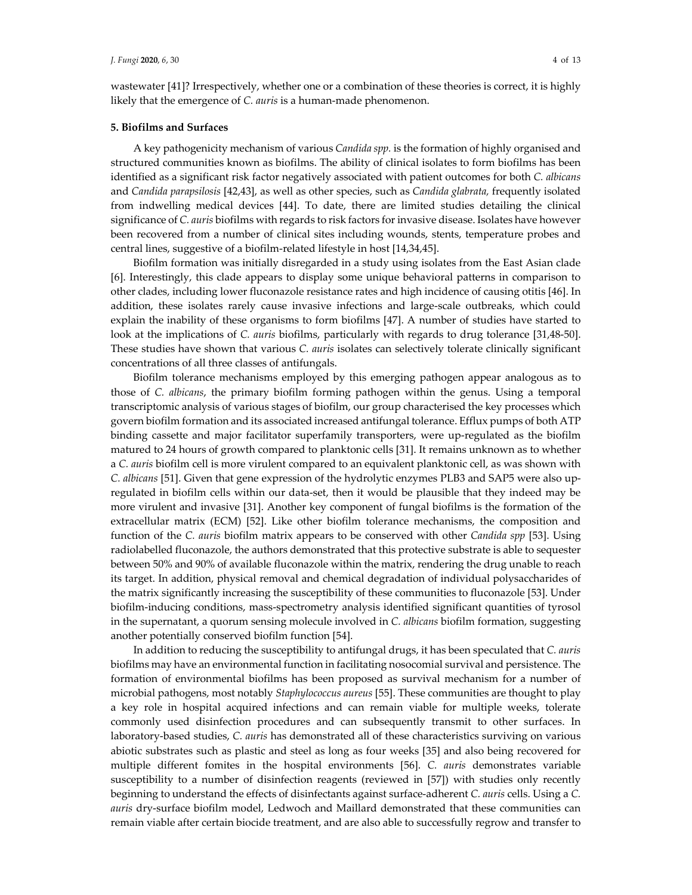wastewater [41]? Irrespectively, whether one or a combination of these theories is correct, it is highly likely that the emergence of *C. auris* is a human-made phenomenon.

## 5. Biofilms and Surfaces

A key pathogenicity mechanism of various *Candida spp.* is the formation of highly organised and structured communities known as biofilms. The ability of clinical isolates to form biofilms has been identified as a significant risk factor negatively associated with patient outcomes for both *C. albicans* and *Candida parapsilosis* [42,43], as well as other species, such as *Candida glabrata,* frequently isolated from indwelling medical devices [44]. To date, there are limited studies detailing the clinical significance of *C. auris* biofilms with regards to risk factors for invasive disease. Isolates have however been recovered from a number of clinical sites including wounds, stents, temperature probes and central lines, suggestive of a biofilm-related lifestyle in host [14,34,45].

Biofilm formation was initially disregarded in a study using isolates from the East Asian clade [6]. Interestingly, this clade appears to display some unique behavioral patterns in comparison to other clades, including lower fluconazole resistance rates and high incidence of causing otitis [46]. In addition, these isolates rarely cause invasive infections and large-scale outbreaks, which could explain the inability of these organisms to form biofilms [47]. A number of studies have started to look at the implications of *C. auris* biofilms, particularly with regards to drug tolerance [31,48-50]. These studies have shown that various *C. auris* isolates can selectively tolerate clinically significant concentrations of all three classes of antifungals.

Biofilm tolerance mechanisms employed by this emerging pathogen appear analogous as to those of *C. albicans*, the primary biofilm forming pathogen within the genus. Using a temporal transcriptomic analysis of various stages of biofilm, our group characterised the key processes which govern biofilm formation and its associated increased antifungal tolerance. Efflux pumps of both ATP binding cassette and major facilitator superfamily transporters, were up-regulated as the biofilm matured to 24 hours of growth compared to planktonic cells [31]. It remains unknown as to whether a *C. auris* biofilm cell is more virulent compared to an equivalent planktonic cell, as was shown with *C. albicans* [51]. Given that gene expression of the hydrolytic enzymes PLB3 and SAP5 were also up-regulated in biofilm cells within our data-set, then it would be plausible that they indeed may be more virulent and invasive [31]. Another key component of fungal biofilms is the formation of the extracellular matrix (ECM) [52]. Like other biofilm tolerance mechanisms, the composition and function of the *C. auris* biofilm matrix appears to be conserved with other *Candida spp* [53]. Using radiolabelled fluconazole, the authors demonstrated that this protective substrate is able to sequester between 50% and 90% of available fluconazole within the matrix, rendering the drug unable to reach its target. In addition, physical removal and chemical degradation of individual polysaccharides of the matrix significantly increasing the susceptibility of these communities to fluconazole [53]. Under biofilm-inducing conditions, mass-spectrometry analysis identified significant quantities of tyrosol in the supernatant, a quorum sensing molecule involved in *C. albicans* biofilm formation, suggesting another potentially conserved biofilm function [54].

In addition to reducing the susceptibility to antifungal drugs, it has been speculated that *C. auris* biofilms may have an environmental function in facilitating nosocomial survival and persistence. The formation of environmental biofilms has been proposed as survival mechanism for a number of microbial pathogens, most notably *Staphylococcus aureus* [55]. These communities are thought to play a key role in hospital acquired infections and can remain viable for multiple weeks, tolerate commonly used disinfection procedures and can subsequently transmit to other surfaces. In laboratory-based studies, *C. auris* has demonstrated all of these characteristics surviving on various abiotic substrates such as plastic and steel as long as four weeks [35] and also being recovered for multiple different fomites in the hospital environments [56]. *C. auris* demonstrates variable susceptibility to a number of disinfection reagents (reviewed in [57]) with studies only recently beginning to understand the effects of disinfectants against surface-adherent *C. auris* cells. Using a *C. auris* dry-surface biofilm model, Ledwoch and Maillard demonstrated that these communities can remain viable after certain biocide treatment, and are also able to successfully regrow and transfer to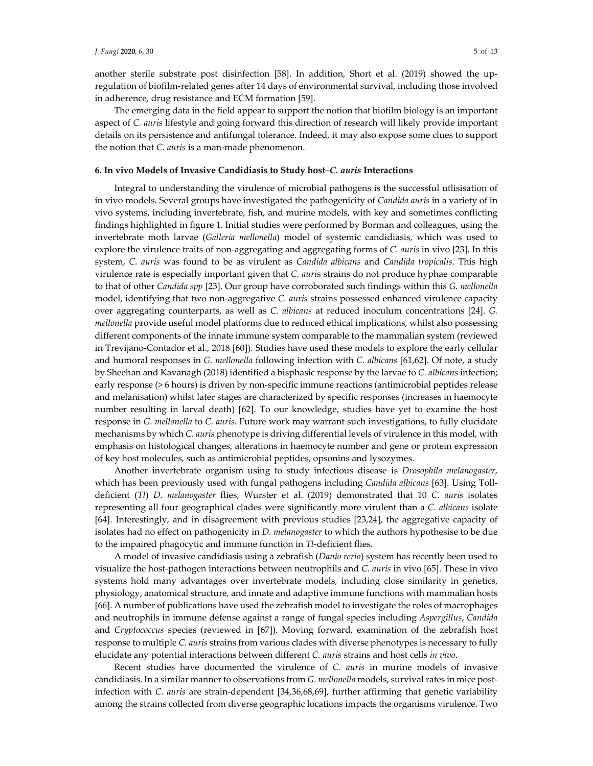another sterile substrate post disinfection [58]. In addition, Short et al. (2019) showed the up-regulation of biofilm-related genes after 14 days of environmental survival, including those involved in adherence, drug resistance and ECM formation [59].

The emerging data in the field appear to support the notion that biofilm biology is an important aspect of *C. auris* lifestyle and going forward this direction of research will likely provide important details on its persistence and antifungal tolerance. Indeed, it may also expose some clues to support the notion that *C. auris* is a man-made phenomenon.

## 6. In vivo Models of Invasive Candidiasis to Study host–*C. auris* Interactions

Integral to understanding the virulence of microbial pathogens is the successful utlisisation of in vivo models. Several groups have investigated the pathogenicity of *Candida auris* in a variety of in vivo systems, including invertebrate, fish, and murine models, with key and sometimes conflicting findings highlighted in figure 1. Initial studies were performed by Borman and colleagues, using the invertebrate moth larvae (*Galleria mellonella*) model of systemic candidiasis, which was used to explore the virulence traits of non-aggregating and aggregating forms of *C. auris* in vivo [23]. In this system, *C. auris* was found to be as virulent as *Candida albicans* and *Candida tropicalis*. This high virulence rate is especially important given that *C. auri*s strains do not produce hyphae comparable to that of other *Candida spp* [23]. Our group have corroborated such findings within this *G. mellonella* model, identifying that two non-aggregative *C. auris* strains possessed enhanced virulence capacity over aggregating counterparts, as well as *C. albicans* at reduced inoculum concentrations [24]. *G. mellonella* provide useful model platforms due to reduced ethical implications, whilst also possessing different components of the innate immune system comparable to the mammalian system (reviewed in Trevijano-Contador et al., 2018 [60]). Studies have used these models to explore the early cellular and humoral responses in *G. mellonella* following infection with *C. albicans* [61,62]. Of note, a study by Sheehan and Kavanagh (2018) identified a bisphasic response by the larvae to *C. albicans* infection; early response (> 6 hours) is driven by non-specific immune reactions (antimicrobial peptides release and melanisation) whilst later stages are characterized by specific responses (increases in haemocyte number resulting in larval death) [62]. To our knowledge, studies have yet to examine the host response in *G. mellonella* to *C. auris*. Future work may warrant such investigations, to fully elucidate mechanisms by which *C. auris* phenotype is driving differential levels of virulence in this model, with emphasis on histological changes, alterations in haemocyte number and gene or protein expression of key host molecules, such as antimicrobial peptides, opsonins and lysozymes.

Another invertebrate organism using to study infectious disease is *Drosophila melanogaster,* which has been previously used with fungal pathogens including *Candida albicans* [63]. Using Toll-deficient (*Tl*) *D. melanogaster* flies, Wurster et al. (2019) demonstrated that 10 *C. auris* isolates representing all four geographical clades were significantly more virulent than a *C. albicans* isolate [64]. Interestingly, and in disagreement with previous studies [23,24], the aggregative capacity of isolates had no effect on pathogenicity in *D. melanogaster* to which the authors hypothesise to be due to the impaired phagocytic and immune function in *Tl*-deficient flies.

A model of invasive candidiasis using a zebrafish (*Danio rerio*) system has recently been used to visualize the host-pathogen interactions between neutrophils and *C. auris* in vivo [65]. These in vivo systems hold many advantages over invertebrate models, including close similarity in genetics, physiology, anatomical structure, and innate and adaptive immune functions with mammalian hosts [66]. A number of publications have used the zebrafish model to investigate the roles of macrophages and neutrophils in immune defense against a range of fungal species including *Aspergillus*, *Candida* and *Cryptococcus* species (reviewed in [67]). Moving forward, examination of the zebrafish host response to multiple *C. auris* strains from various clades with diverse phenotypes is necessary to fully elucidate any potential interactions between different *C. auris* strains and host cells *in vivo*.

Recent studies have documented the virulence of *C. auris* in murine models of invasive candidiasis. In a similar manner to observations from *G. mellonella* models, survival rates in mice post-infection with *C. auris* are strain-dependent [34,36,68,69], further affirming that genetic variability among the strains collected from diverse geographic locations impacts the organisms virulence. Two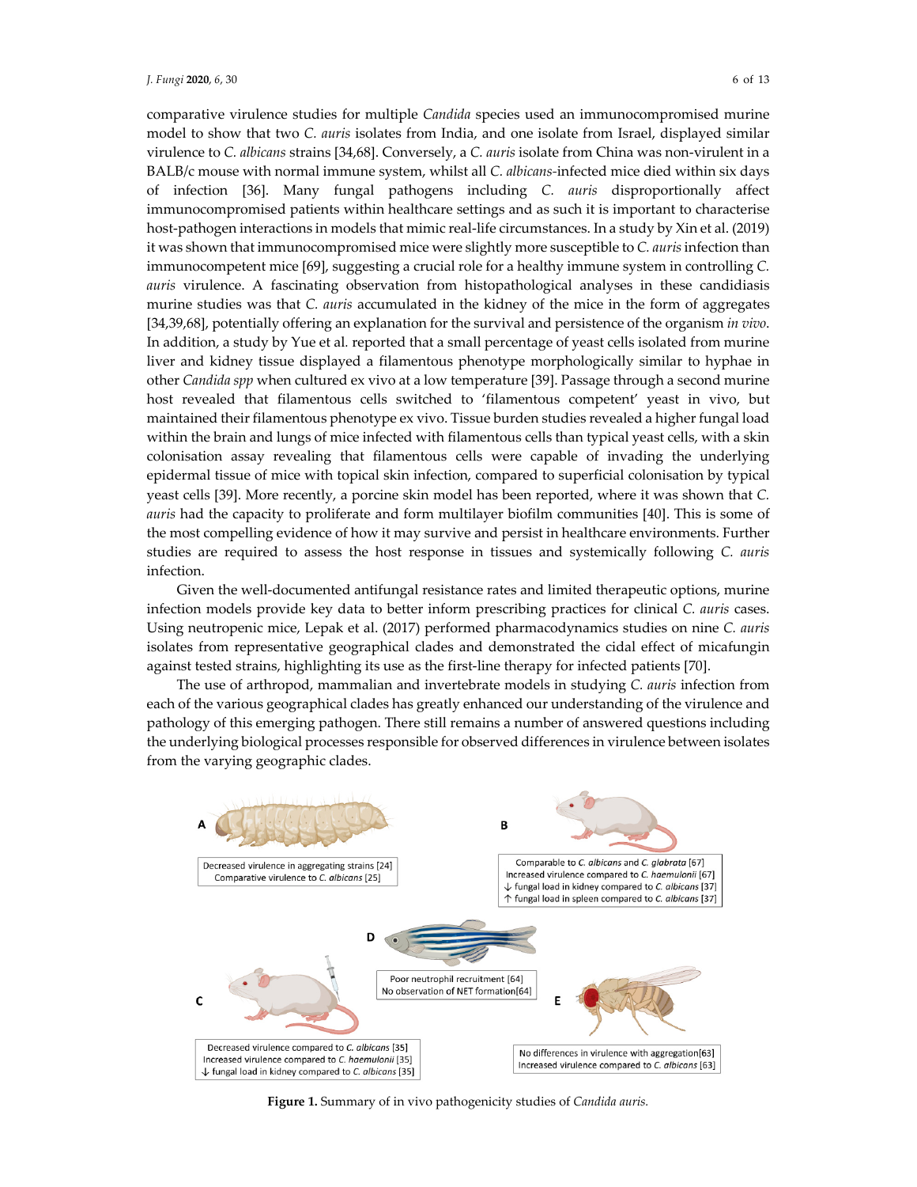comparative virulence studies for multiple *Candida* species used an immunocompromised murine model to show that two *C. auris* isolates from India, and one isolate from Israel, displayed similar virulence to *C. albicans* strains [34,68]. Conversely, a *C. auris* isolate from China was non-virulent in a BALB/c mouse with normal immune system, whilst all *C. albicans*-infected mice died within six days of infection [36]. Many fungal pathogens including *C. auris* disproportionally affect immunocompromised patients within healthcare settings and as such it is important to characterise host-pathogen interactions in models that mimic real-life circumstances. In a study by Xin et al. (2019) it was shown that immunocompromised mice were slightly more susceptible to *C. auris* infection than immunocompetent mice [69], suggesting a crucial role for a healthy immune system in controlling *C. auris* virulence. A fascinating observation from histopathological analyses in these candidiasis murine studies was that *C. auris* accumulated in the kidney of the mice in the form of aggregates [34,39,68], potentially offering an explanation for the survival and persistence of the organism *in vivo*. In addition, a study by Yue et al. reported that a small percentage of yeast cells isolated from murine liver and kidney tissue displayed a filamentous phenotype morphologically similar to hyphae in other *Candida spp* when cultured ex vivo at a low temperature [39]. Passage through a second murine host revealed that filamentous cells switched to 'filamentous competent' yeast in vivo, but maintained their filamentous phenotype ex vivo. Tissue burden studies revealed a higher fungal load within the brain and lungs of mice infected with filamentous cells than typical yeast cells, with a skin colonisation assay revealing that filamentous cells were capable of invading the underlying epidermal tissue of mice with topical skin infection, compared to superficial colonisation by typical yeast cells [39]. More recently, a porcine skin model has been reported, where it was shown that *C. auris* had the capacity to proliferate and form multilayer biofilm communities [40]. This is some of the most compelling evidence of how it may survive and persist in healthcare environments. Further studies are required to assess the host response in tissues and systemically following *C. auris* infection.

Given the well-documented antifungal resistance rates and limited therapeutic options, murine infection models provide key data to better inform prescribing practices for clinical *C. auris* cases. Using neutropenic mice, Lepak et al. (2017) performed pharmacodynamics studies on nine *C. auris* isolates from representative geographical clades and demonstrated the cidal effect of micafungin against tested strains, highlighting its use as the first-line therapy for infected patients [70].

The use of arthropod, mammalian and invertebrate models in studying *C. auris* infection from each of the various geographical clades has greatly enhanced our understanding of the virulence and pathology of this emerging pathogen. There still remains a number of answered questions including the underlying biological processes responsible for observed differences in virulence between isolates from the varying geographic clades.

A
Decreased virulence in aggregating strains [24]
Comparative virulence to *C. albicans* [25]

B
Comparable to *C. albicans* and *C. glabrata* [67]
Increased virulence compared to *C. haemulonii* [67]
↓ fungal load in kidney compared to *C. albicans* [37]
↑ fungal load in spleen compared to *C. albicans* [37]

C
Decreased virulence compared to *C. albicans* [35]
Increased virulence compared to *C. haemulonii* [35]
↓ fungal load in kidney compared to *C. albicans* [35]

D
Poor neutrophil recruitment [64]
No observation of NET formation[64]

E
No differences in virulence with aggregation[63]
Increased virulence compared to *C. albicans* [63]

**Figure 1.** Summary of in vivo pathogenicity studies of *Candida auris.*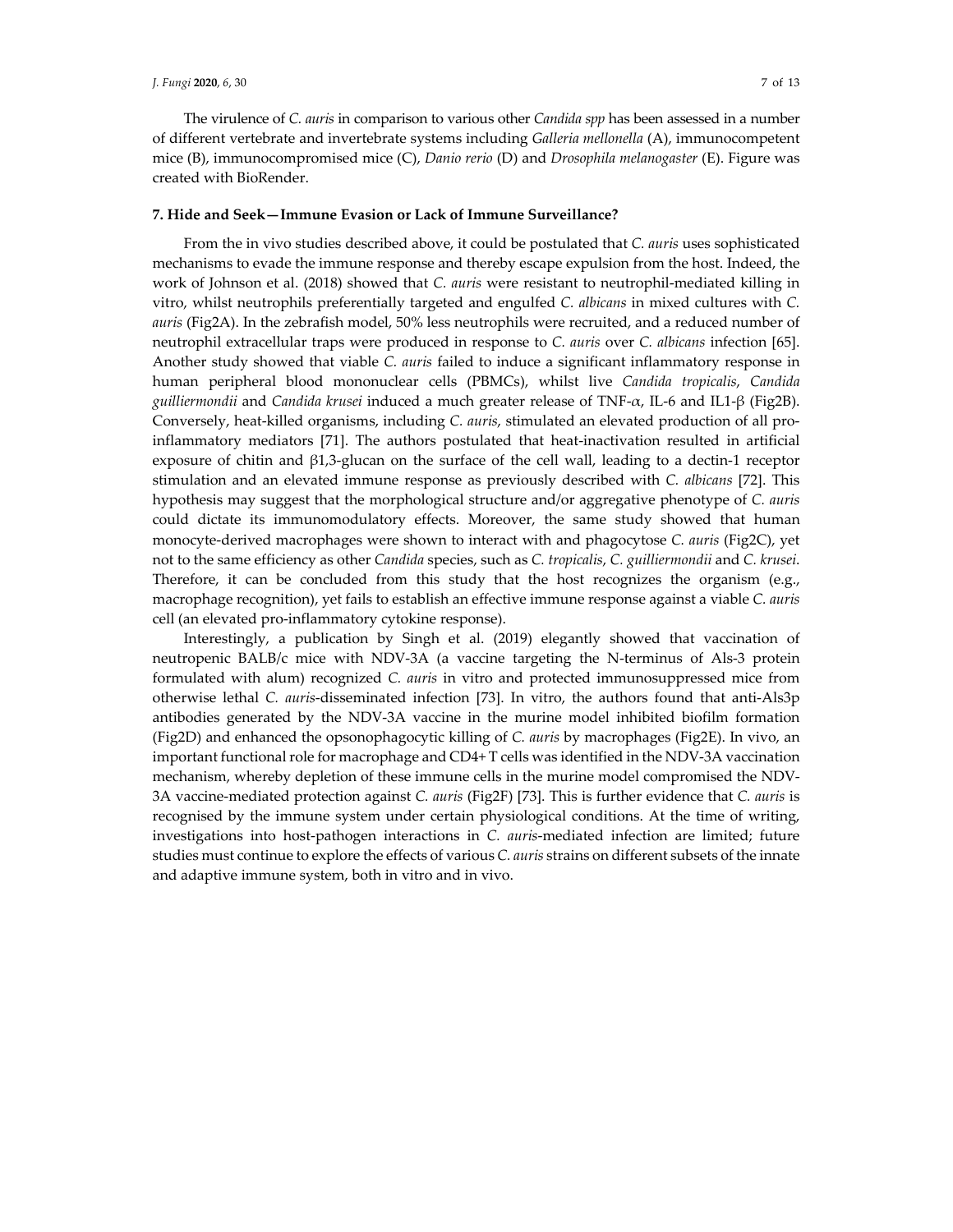The virulence of *C. auris* in comparison to various other *Candida spp* has been assessed in a number of different vertebrate and invertebrate systems including *Galleria mellonella* (A), immunocompetent mice (B), immunocompromised mice (C), *Danio rerio* (D) and *Drosophila melanogaster* (E). Figure was created with BioRender.

## 7. Hide and Seek—Immune Evasion or Lack of Immune Surveillance?

From the in vivo studies described above, it could be postulated that *C. auris* uses sophisticated mechanisms to evade the immune response and thereby escape expulsion from the host. Indeed, the work of Johnson et al. (2018) showed that *C. auris* were resistant to neutrophil-mediated killing in vitro, whilst neutrophils preferentially targeted and engulfed *C. albicans* in mixed cultures with *C. auris* (Fig2A). In the zebrafish model, 50% less neutrophils were recruited, and a reduced number of neutrophil extracellular traps were produced in response to *C. auris* over *C. albicans* infection [65]. Another study showed that viable *C. auris* failed to induce a significant inflammatory response in human peripheral blood mononuclear cells (PBMCs), whilst live *Candida tropicalis*, *Candida guilliermondii* and *Candida krusei* induced a much greater release of TNF-$\alpha$, IL-6 and IL1-$\beta$ (Fig2B). Conversely, heat-killed organisms, including *C. auris*, stimulated an elevated production of all pro-inflammatory mediators [71]. The authors postulated that heat-inactivation resulted in artificial exposure of chitin and $\beta$1,3-glucan on the surface of the cell wall, leading to a dectin-1 receptor stimulation and an elevated immune response as previously described with *C. albicans* [72]. This hypothesis may suggest that the morphological structure and/or aggregative phenotype of *C. auris* could dictate its immunomodulatory effects. Moreover, the same study showed that human monocyte-derived macrophages were shown to interact with and phagocytose *C. auris* (Fig2C), yet not to the same efficiency as other *Candida* species, such as *C. tropicalis*, *C. guilliermondii* and *C. krusei*. Therefore, it can be concluded from this study that the host recognizes the organism (e.g., macrophage recognition), yet fails to establish an effective immune response against a viable *C. auris* cell (an elevated pro-inflammatory cytokine response).

Interestingly, a publication by Singh et al. (2019) elegantly showed that vaccination of neutropenic BALB/c mice with NDV-3A (a vaccine targeting the N-terminus of Als-3 protein formulated with alum) recognized *C. auris* in vitro and protected immunosuppressed mice from otherwise lethal *C. auris*-disseminated infection [73]. In vitro, the authors found that anti-Als3p antibodies generated by the NDV-3A vaccine in the murine model inhibited biofilm formation (Fig2D) and enhanced the opsonophagocytic killing of *C. auris* by macrophages (Fig2E). In vivo, an important functional role for macrophage and CD4+ T cells was identified in the NDV-3A vaccination mechanism, whereby depletion of these immune cells in the murine model compromised the NDV-3A vaccine-mediated protection against *C. auris* (Fig2F) [73]. This is further evidence that *C. auris* is recognised by the immune system under certain physiological conditions. At the time of writing, investigations into host-pathogen interactions in *C. auris*-mediated infection are limited; future studies must continue to explore the effects of various *C. auris* strains on different subsets of the innate and adaptive immune system, both in vitro and in vivo.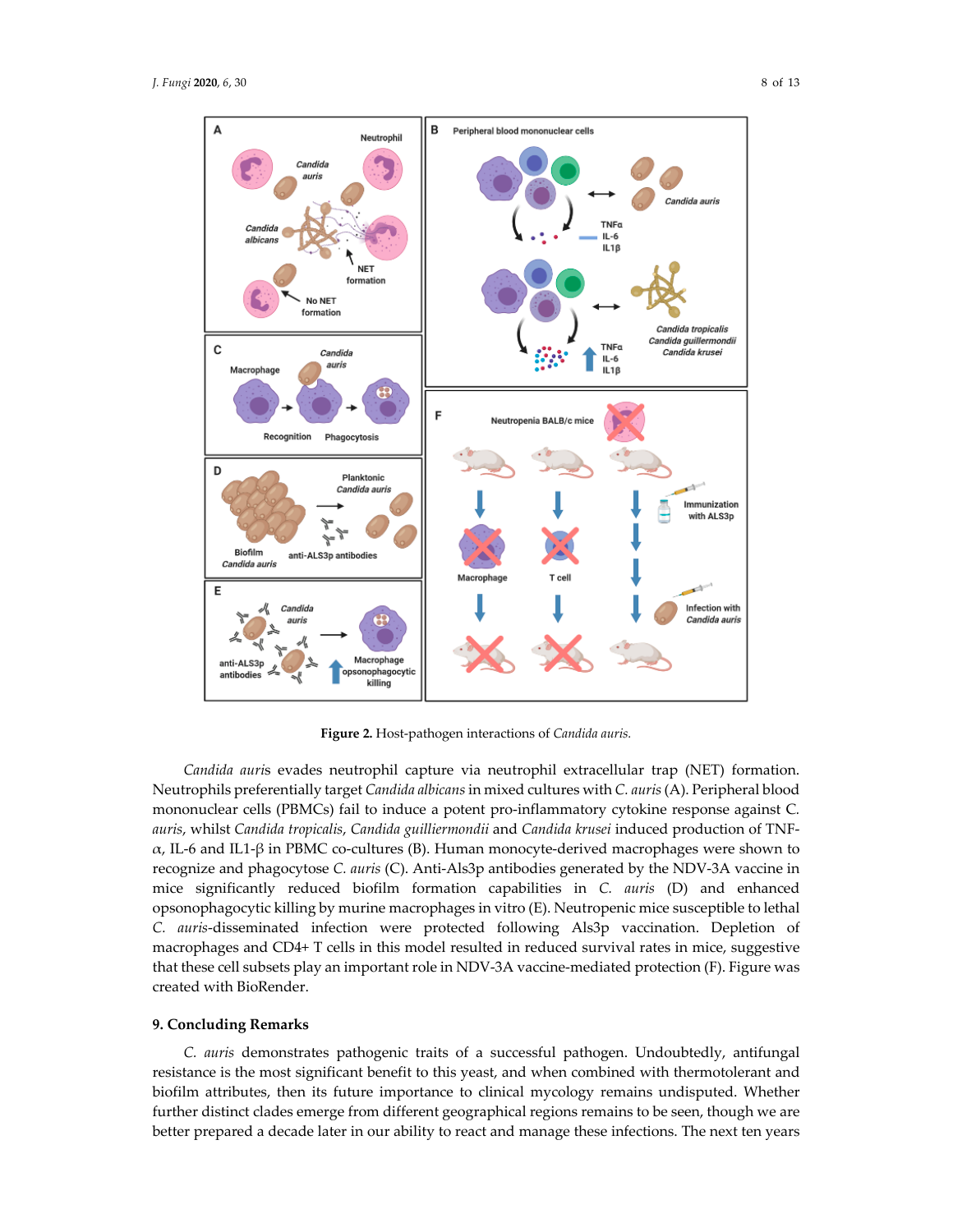**Figure 2.** Host-pathogen interactions of *Candida auris.*

*Candida auri*s evades neutrophil capture via neutrophil extracellular trap (NET) formation. Neutrophils preferentially target *Candida albicans* in mixed cultures with *C. auris* (A). Peripheral blood mononuclear cells (PBMCs) fail to induce a potent pro-inflammatory cytokine response against C. *auris*, whilst *Candida tropicalis*, *Candida guilliermondii* and *Candida krusei* induced production of TNF-$\alpha$, IL-6 and IL1-$\beta$ in PBMC co-cultures (B). Human monocyte-derived macrophages were shown to recognize and phagocytose *C. auris* (C). Anti-Als3p antibodies generated by the NDV-3A vaccine in mice significantly reduced biofilm formation capabilities in *C. auris* (D) and enhanced opsonophagocytic killing by murine macrophages in vitro (E). Neutropenic mice susceptible to lethal *C. auris*-disseminated infection were protected following Als3p vaccination. Depletion of macrophages and CD4+ T cells in this model resulted in reduced survival rates in mice, suggestive that these cell subsets play an important role in NDV-3A vaccine-mediated protection (F). Figure was created with BioRender.

## 9. Concluding Remarks

*C. auris* demonstrates pathogenic traits of a successful pathogen. Undoubtedly, antifungal resistance is the most significant benefit to this yeast, and when combined with thermotolerant and biofilm attributes, then its future importance to clinical mycology remains undisputed. Whether further distinct clades emerge from different geographical regions remains to be seen, though we are better prepared a decade later in our ability to react and manage these infections. The next ten years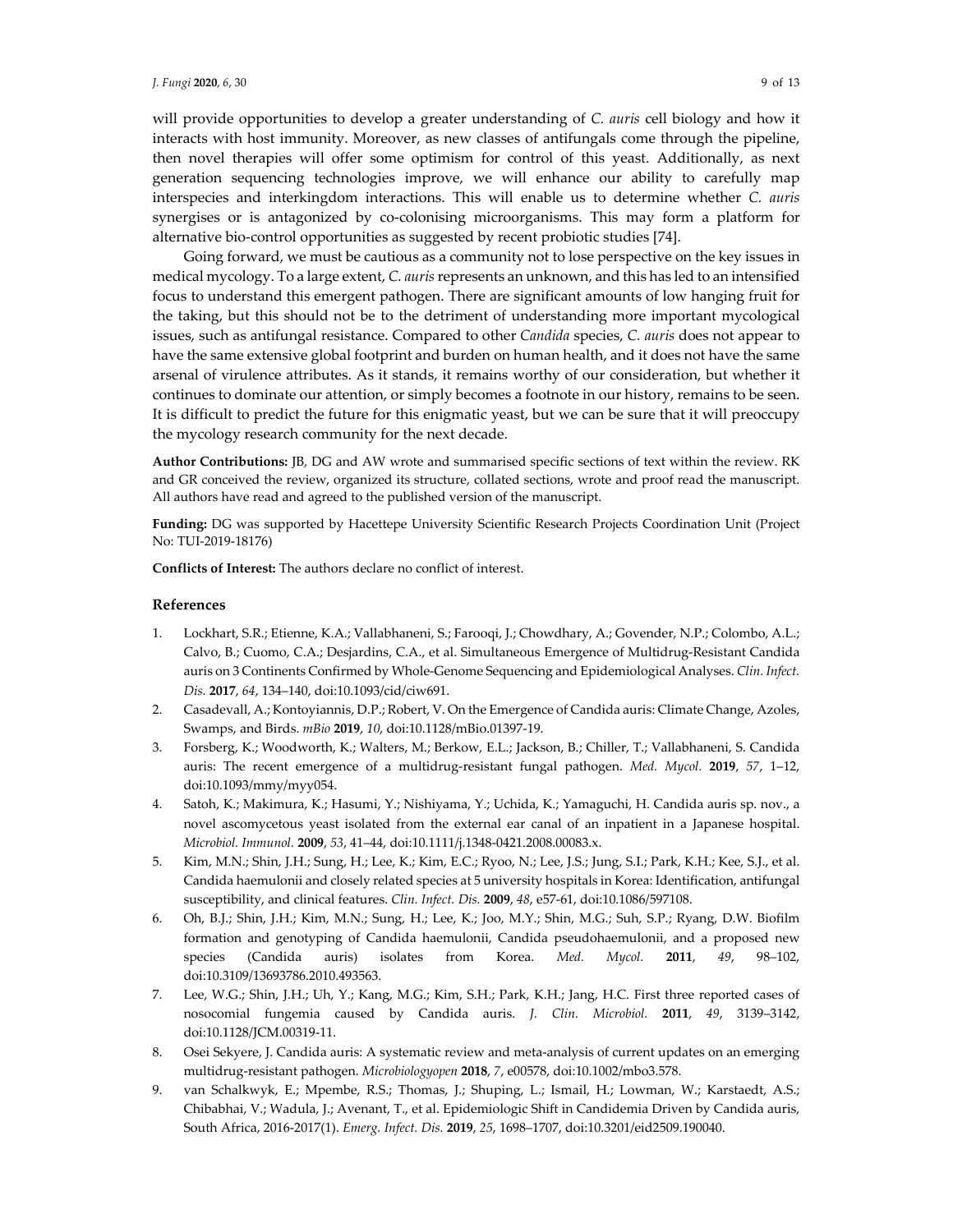will provide opportunities to develop a greater understanding of *C. auris* cell biology and how it interacts with host immunity. Moreover, as new classes of antifungals come through the pipeline, then novel therapies will offer some optimism for control of this yeast. Additionally, as next generation sequencing technologies improve, we will enhance our ability to carefully map interspecies and interkingdom interactions. This will enable us to determine whether *C. auris* synergises or is antagonized by co-colonising microorganisms. This may form a platform for alternative bio-control opportunities as suggested by recent probiotic studies [74].

Going forward, we must be cautious as a community not to lose perspective on the key issues in medical mycology. To a large extent, *C. auris* represents an unknown, and this has led to an intensified focus to understand this emergent pathogen. There are significant amounts of low hanging fruit for the taking, but this should not be to the detriment of understanding more important mycological issues, such as antifungal resistance. Compared to other *Candida* species, *C. auris* does not appear to have the same extensive global footprint and burden on human health, and it does not have the same arsenal of virulence attributes. As it stands, it remains worthy of our consideration, but whether it continues to dominate our attention, or simply becomes a footnote in our history, remains to be seen. It is difficult to predict the future for this enigmatic yeast, but we can be sure that it will preoccupy the mycology research community for the next decade.

**Author Contributions:** JB, DG and AW wrote and summarised specific sections of text within the review. RK and GR conceived the review, organized its structure, collated sections, wrote and proof read the manuscript. All authors have read and agreed to the published version of the manuscript.

**Funding:** DG was supported by Hacettepe University Scientific Research Projects Coordination Unit (Project No: TUI-2019-18176)

**Conflicts of Interest:** The authors declare no conflict of interest.

## References

1. Lockhart, S.R.; Etienne, K.A.; Vallabhaneni, S.; Farooqi, J.; Chowdhary, A.; Govender, N.P.; Colombo, A.L.; Calvo, B.; Cuomo, C.A.; Desjardins, C.A., et al. Simultaneous Emergence of Multidrug-Resistant Candida auris on 3 Continents Confirmed by Whole-Genome Sequencing and Epidemiological Analyses. *Clin. Infect. Dis.* **2017**, *64*, 134–140, doi:10.1093/cid/ciw691.
2. Casadevall, A.; Kontoyiannis, D.P.; Robert, V. On the Emergence of Candida auris: Climate Change, Azoles, Swamps, and Birds. *mBio* **2019**, *10*, doi:10.1128/mBio.01397-19.
3. Forsberg, K.; Woodworth, K.; Walters, M.; Berkow, E.L.; Jackson, B.; Chiller, T.; Vallabhaneni, S. Candida auris: The recent emergence of a multidrug-resistant fungal pathogen. *Med. Mycol.* **2019**, *57*, 1–12, doi:10.1093/mmy/myy054.
4. Satoh, K.; Makimura, K.; Hasumi, Y.; Nishiyama, Y.; Uchida, K.; Yamaguchi, H. Candida auris sp. nov., a novel ascomycetous yeast isolated from the external ear canal of an inpatient in a Japanese hospital. *Microbiol. Immunol.* **2009**, *53*, 41–44, doi:10.1111/j.1348-0421.2008.00083.x.
5. Kim, M.N.; Shin, J.H.; Sung, H.; Lee, K.; Kim, E.C.; Ryoo, N.; Lee, J.S.; Jung, S.I.; Park, K.H.; Kee, S.J., et al. Candida haemulonii and closely related species at 5 university hospitals in Korea: Identification, antifungal susceptibility, and clinical features. *Clin. Infect. Dis.* **2009**, *48*, e57-61, doi:10.1086/597108.
6. Oh, B.J.; Shin, J.H.; Kim, M.N.; Sung, H.; Lee, K.; Joo, M.Y.; Shin, M.G.; Suh, S.P.; Ryang, D.W. Biofilm formation and genotyping of Candida haemulonii, Candida pseudohaemulonii, and a proposed new species (Candida auris) isolates from Korea. *Med. Mycol.* **2011**, *49*, 98–102, doi:10.3109/13693786.2010.493563.
7. Lee, W.G.; Shin, J.H.; Uh, Y.; Kang, M.G.; Kim, S.H.; Park, K.H.; Jang, H.C. First three reported cases of nosocomial fungemia caused by Candida auris. *J. Clin. Microbiol.* **2011**, *49*, 3139–3142, doi:10.1128/JCM.00319-11.
8. Osei Sekyere, J. Candida auris: A systematic review and meta-analysis of current updates on an emerging multidrug-resistant pathogen. *Microbiologyopen* **2018**, *7*, e00578, doi:10.1002/mbo3.578.
9. van Schalkwyk, E.; Mpembe, R.S.; Thomas, J.; Shuping, L.; Ismail, H.; Lowman, W.; Karstaedt, A.S.; Chibabhai, V.; Wadula, J.; Avenant, T., et al. Epidemiologic Shift in Candidemia Driven by Candida auris, South Africa, 2016-2017(1). *Emerg. Infect. Dis.* **2019**, *25*, 1698–1707, doi:10.3201/eid2509.190040.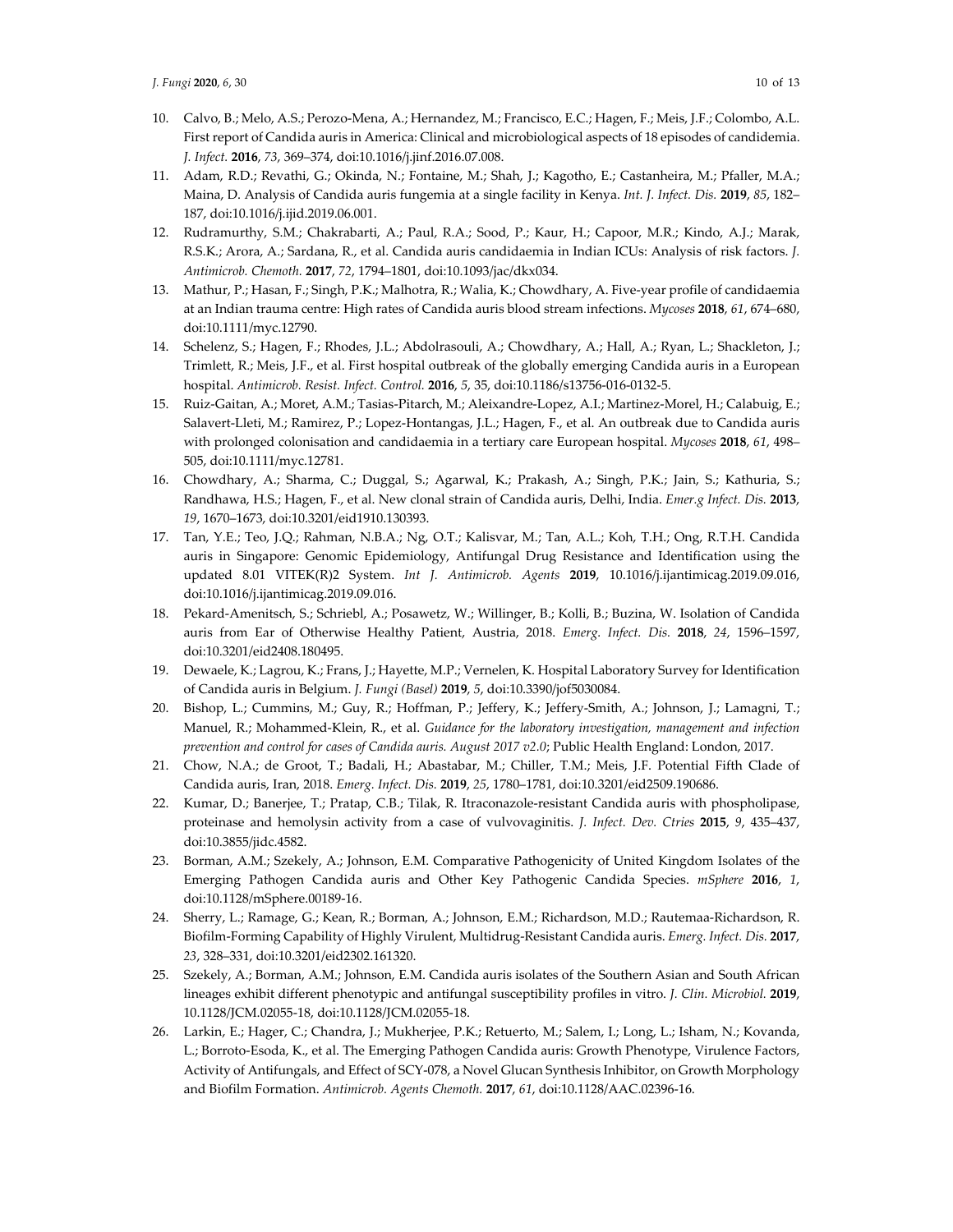10. Calvo, B.; Melo, A.S.; Perozo-Mena, A.; Hernandez, M.; Francisco, E.C.; Hagen, F.; Meis, J.F.; Colombo, A.L. First report of Candida auris in America: Clinical and microbiological aspects of 18 episodes of candidemia. *J. Infect.* **2016**, *73*, 369–374, doi:10.1016/j.jinf.2016.07.008.
11. Adam, R.D.; Revathi, G.; Okinda, N.; Fontaine, M.; Shah, J.; Kagotho, E.; Castanheira, M.; Pfaller, M.A.; Maina, D. Analysis of Candida auris fungemia at a single facility in Kenya. *Int. J. Infect. Dis.* **2019**, *85*, 182–187, doi:10.1016/j.ijid.2019.06.001.
12. Rudramurthy, S.M.; Chakrabarti, A.; Paul, R.A.; Sood, P.; Kaur, H.; Capoor, M.R.; Kindo, A.J.; Marak, R.S.K.; Arora, A.; Sardana, R., et al. Candida auris candidaemia in Indian ICUs: Analysis of risk factors. *J. Antimicrob. Chemoth.* **2017**, *72*, 1794–1801, doi:10.1093/jac/dkx034.
13. Mathur, P.; Hasan, F.; Singh, P.K.; Malhotra, R.; Walia, K.; Chowdhary, A. Five-year profile of candidaemia at an Indian trauma centre: High rates of Candida auris blood stream infections. *Mycoses* **2018**, *61*, 674–680, doi:10.1111/myc.12790.
14. Schelenz, S.; Hagen, F.; Rhodes, J.L.; Abdolrasouli, A.; Chowdhary, A.; Hall, A.; Ryan, L.; Shackleton, J.; Trimlett, R.; Meis, J.F., et al. First hospital outbreak of the globally emerging Candida auris in a European hospital. *Antimicrob. Resist. Infect. Control.* **2016**, *5*, 35, doi:10.1186/s13756-016-0132-5.
15. Ruiz-Gaitan, A.; Moret, A.M.; Tasias-Pitarch, M.; Aleixandre-Lopez, A.I.; Martinez-Morel, H.; Calabuig, E.; Salavert-Lleti, M.; Ramirez, P.; Lopez-Hontangas, J.L.; Hagen, F., et al. An outbreak due to Candida auris with prolonged colonisation and candidaemia in a tertiary care European hospital. *Mycoses* **2018**, *61*, 498–505, doi:10.1111/myc.12781.
16. Chowdhary, A.; Sharma, C.; Duggal, S.; Agarwal, K.; Prakash, A.; Singh, P.K.; Jain, S.; Kathuria, S.; Randhawa, H.S.; Hagen, F., et al. New clonal strain of Candida auris, Delhi, India. *Emer.g Infect. Dis.* **2013**, *19*, 1670–1673, doi:10.3201/eid1910.130393.
17. Tan, Y.E.; Teo, J.Q.; Rahman, N.B.A.; Ng, O.T.; Kalisvar, M.; Tan, A.L.; Koh, T.H.; Ong, R.T.H. Candida auris in Singapore: Genomic Epidemiology, Antifungal Drug Resistance and Identification using the updated 8.01 VITEK(R)2 System. *Int J. Antimicrob. Agents* **2019**, 10.1016/j.ijantimicag.2019.09.016, doi:10.1016/j.ijantimicag.2019.09.016.
18. Pekard-Amenitsch, S.; Schriebl, A.; Posawetz, W.; Willinger, B.; Kolli, B.; Buzina, W. Isolation of Candida auris from Ear of Otherwise Healthy Patient, Austria, 2018. *Emerg. Infect. Dis.* **2018**, *24*, 1596–1597, doi:10.3201/eid2408.180495.
19. Dewaele, K.; Lagrou, K.; Frans, J.; Hayette, M.P.; Vernelen, K. Hospital Laboratory Survey for Identification of Candida auris in Belgium. *J. Fungi (Basel)* **2019**, *5*, doi:10.3390/jof5030084.
20. Bishop, L.; Cummins, M.; Guy, R.; Hoffman, P.; Jeffery, K.; Jeffery-Smith, A.; Johnson, J.; Lamagni, T.; Manuel, R.; Mohammed-Klein, R., et al. *Guidance for the laboratory investigation, management and infection prevention and control for cases of Candida auris. August 2017 v2.0*; Public Health England: London, 2017.
21. Chow, N.A.; de Groot, T.; Badali, H.; Abastabar, M.; Chiller, T.M.; Meis, J.F. Potential Fifth Clade of Candida auris, Iran, 2018. *Emerg. Infect. Dis.* **2019**, *25*, 1780–1781, doi:10.3201/eid2509.190686.
22. Kumar, D.; Banerjee, T.; Pratap, C.B.; Tilak, R. Itraconazole-resistant Candida auris with phospholipase, proteinase and hemolysin activity from a case of vulvovaginitis. *J. Infect. Dev. Ctries* **2015**, *9*, 435–437, doi:10.3855/jidc.4582.
23. Borman, A.M.; Szekely, A.; Johnson, E.M. Comparative Pathogenicity of United Kingdom Isolates of the Emerging Pathogen Candida auris and Other Key Pathogenic Candida Species. *mSphere* **2016**, *1*, doi:10.1128/mSphere.00189-16.
24. Sherry, L.; Ramage, G.; Kean, R.; Borman, A.; Johnson, E.M.; Richardson, M.D.; Rautemaa-Richardson, R. Biofilm-Forming Capability of Highly Virulent, Multidrug-Resistant Candida auris. *Emerg. Infect. Dis.* **2017**, *23*, 328–331, doi:10.3201/eid2302.161320.
25. Szekely, A.; Borman, A.M.; Johnson, E.M. Candida auris isolates of the Southern Asian and South African lineages exhibit different phenotypic and antifungal susceptibility profiles in vitro. *J. Clin. Microbiol.* **2019**, 10.1128/JCM.02055-18, doi:10.1128/JCM.02055-18.
26. Larkin, E.; Hager, C.; Chandra, J.; Mukherjee, P.K.; Retuerto, M.; Salem, I.; Long, L.; Isham, N.; Kovanda, L.; Borroto-Esoda, K., et al. The Emerging Pathogen Candida auris: Growth Phenotype, Virulence Factors, Activity of Antifungals, and Effect of SCY-078, a Novel Glucan Synthesis Inhibitor, on Growth Morphology and Biofilm Formation. *Antimicrob. Agents Chemoth.* **2017**, *61*, doi:10.1128/AAC.02396-16.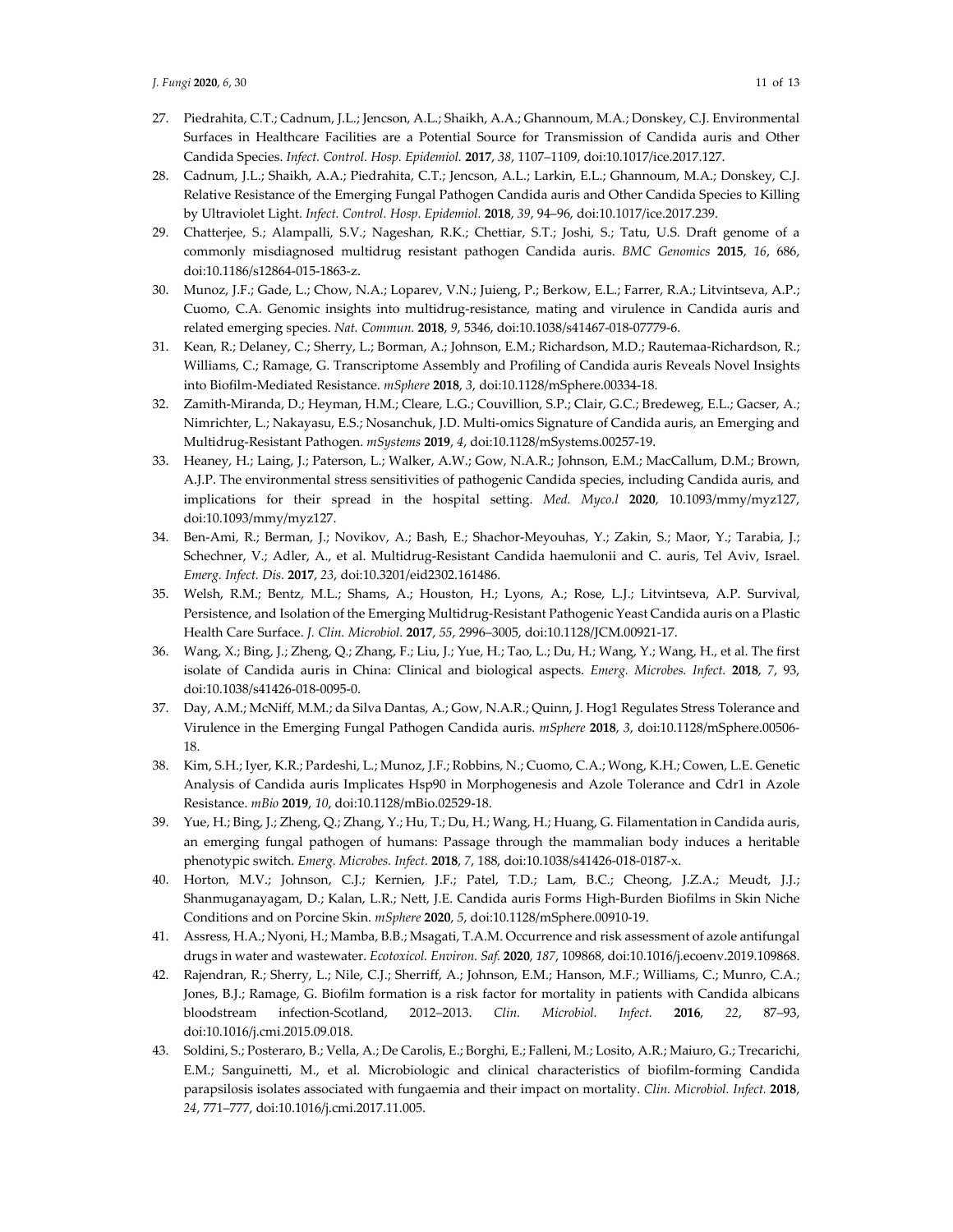27. Piedrahita, C.T.; Cadnum, J.L.; Jencson, A.L.; Shaikh, A.A.; Ghannoum, M.A.; Donskey, C.J. Environmental Surfaces in Healthcare Facilities are a Potential Source for Transmission of Candida auris and Other Candida Species. *Infect. Control. Hosp. Epidemiol.* **2017**, *38*, 1107–1109, doi:10.1017/ice.2017.127.
28. Cadnum, J.L.; Shaikh, A.A.; Piedrahita, C.T.; Jencson, A.L.; Larkin, E.L.; Ghannoum, M.A.; Donskey, C.J. Relative Resistance of the Emerging Fungal Pathogen Candida auris and Other Candida Species to Killing by Ultraviolet Light. *Infect. Control. Hosp. Epidemiol.* **2018**, *39*, 94–96, doi:10.1017/ice.2017.239.
29. Chatterjee, S.; Alampalli, S.V.; Nageshan, R.K.; Chettiar, S.T.; Joshi, S.; Tatu, U.S. Draft genome of a commonly misdiagnosed multidrug resistant pathogen Candida auris. *BMC Genomics* **2015**, *16*, 686, doi:10.1186/s12864-015-1863-z.
30. Munoz, J.F.; Gade, L.; Chow, N.A.; Loparev, V.N.; Juieng, P.; Berkow, E.L.; Farrer, R.A.; Litvintseva, A.P.; Cuomo, C.A. Genomic insights into multidrug-resistance, mating and virulence in Candida auris and related emerging species. *Nat. Commun.* **2018**, *9*, 5346, doi:10.1038/s41467-018-07779-6.
31. Kean, R.; Delaney, C.; Sherry, L.; Borman, A.; Johnson, E.M.; Richardson, M.D.; Rautemaa-Richardson, R.; Williams, C.; Ramage, G. Transcriptome Assembly and Profiling of Candida auris Reveals Novel Insights into Biofilm-Mediated Resistance. *mSphere* **2018**, *3*, doi:10.1128/mSphere.00334-18.
32. Zamith-Miranda, D.; Heyman, H.M.; Cleare, L.G.; Couvillion, S.P.; Clair, G.C.; Bredeweg, E.L.; Gacser, A.; Nimrichter, L.; Nakayasu, E.S.; Nosanchuk, J.D. Multi-omics Signature of Candida auris, an Emerging and Multidrug-Resistant Pathogen. *mSystems* **2019**, *4*, doi:10.1128/mSystems.00257-19.
33. Heaney, H.; Laing, J.; Paterson, L.; Walker, A.W.; Gow, N.A.R.; Johnson, E.M.; MacCallum, D.M.; Brown, A.J.P. The environmental stress sensitivities of pathogenic Candida species, including Candida auris, and implications for their spread in the hospital setting. *Med. Myco.l* **2020**, 10.1093/mmy/myz127, doi:10.1093/mmy/myz127.
34. Ben-Ami, R.; Berman, J.; Novikov, A.; Bash, E.; Shachor-Meyouhas, Y.; Zakin, S.; Maor, Y.; Tarabia, J.; Schechner, V.; Adler, A., et al. Multidrug-Resistant Candida haemulonii and C. auris, Tel Aviv, Israel. *Emerg. Infect. Dis.* **2017**, *23*, doi:10.3201/eid2302.161486.
35. Welsh, R.M.; Bentz, M.L.; Shams, A.; Houston, H.; Lyons, A.; Rose, L.J.; Litvintseva, A.P. Survival, Persistence, and Isolation of the Emerging Multidrug-Resistant Pathogenic Yeast Candida auris on a Plastic Health Care Surface. *J. Clin. Microbiol.* **2017**, *55*, 2996–3005, doi:10.1128/JCM.00921-17.
36. Wang, X.; Bing, J.; Zheng, Q.; Zhang, F.; Liu, J.; Yue, H.; Tao, L.; Du, H.; Wang, Y.; Wang, H., et al. The first isolate of Candida auris in China: Clinical and biological aspects. *Emerg. Microbes. Infect.* **2018**, *7*, 93, doi:10.1038/s41426-018-0095-0.
37. Day, A.M.; McNiff, M.M.; da Silva Dantas, A.; Gow, N.A.R.; Quinn, J. Hog1 Regulates Stress Tolerance and Virulence in the Emerging Fungal Pathogen Candida auris. *mSphere* **2018**, *3*, doi:10.1128/mSphere.00506-18.
38. Kim, S.H.; Iyer, K.R.; Pardeshi, L.; Munoz, J.F.; Robbins, N.; Cuomo, C.A.; Wong, K.H.; Cowen, L.E. Genetic Analysis of Candida auris Implicates Hsp90 in Morphogenesis and Azole Tolerance and Cdr1 in Azole Resistance. *mBio* **2019**, *10*, doi:10.1128/mBio.02529-18.
39. Yue, H.; Bing, J.; Zheng, Q.; Zhang, Y.; Hu, T.; Du, H.; Wang, H.; Huang, G. Filamentation in Candida auris, an emerging fungal pathogen of humans: Passage through the mammalian body induces a heritable phenotypic switch. *Emerg. Microbes. Infect.* **2018**, *7*, 188, doi:10.1038/s41426-018-0187-x.
40. Horton, M.V.; Johnson, C.J.; Kernien, J.F.; Patel, T.D.; Lam, B.C.; Cheong, J.Z.A.; Meudt, J.J.; Shanmuganayagam, D.; Kalan, L.R.; Nett, J.E. Candida auris Forms High-Burden Biofilms in Skin Niche Conditions and on Porcine Skin. *mSphere* **2020**, *5*, doi:10.1128/mSphere.00910-19.
41. Assress, H.A.; Nyoni, H.; Mamba, B.B.; Msagati, T.A.M. Occurrence and risk assessment of azole antifungal drugs in water and wastewater. *Ecotoxicol. Environ. Saf.* **2020**, *187*, 109868, doi:10.1016/j.ecoenv.2019.109868.
42. Rajendran, R.; Sherry, L.; Nile, C.J.; Sherriff, A.; Johnson, E.M.; Hanson, M.F.; Williams, C.; Munro, C.A.; Jones, B.J.; Ramage, G. Biofilm formation is a risk factor for mortality in patients with Candida albicans bloodstream infection-Scotland, 2012–2013. *Clin. Microbiol. Infect.* **2016**, *22*, 87–93, doi:10.1016/j.cmi.2015.09.018.
43. Soldini, S.; Posteraro, B.; Vella, A.; De Carolis, E.; Borghi, E.; Falleni, M.; Losito, A.R.; Maiuro, G.; Trecarichi, E.M.; Sanguinetti, M., et al. Microbiologic and clinical characteristics of biofilm-forming Candida parapsilosis isolates associated with fungaemia and their impact on mortality. *Clin. Microbiol. Infect.* **2018**, *24*, 771–777, doi:10.1016/j.cmi.2017.11.005.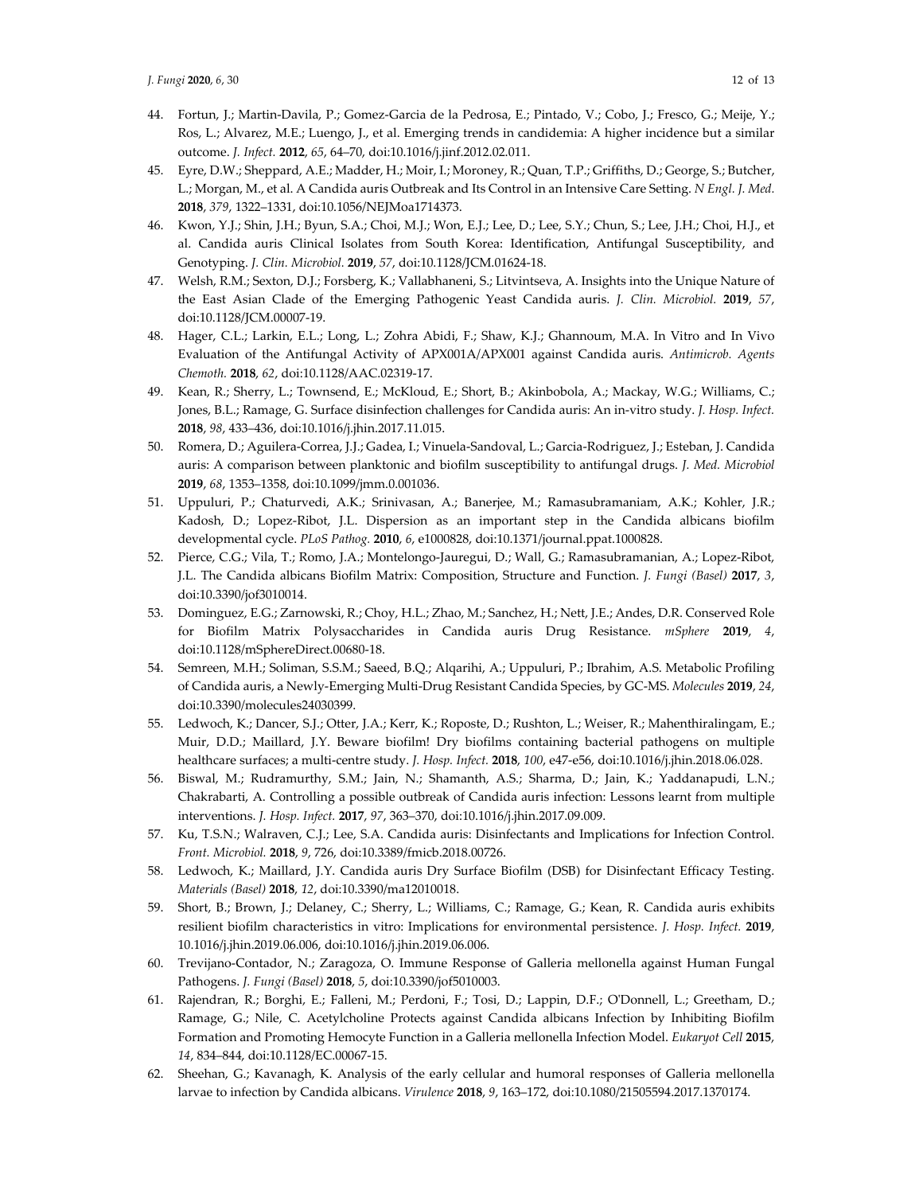44. Fortun, J.; Martin-Davila, P.; Gomez-Garcia de la Pedrosa, E.; Pintado, V.; Cobo, J.; Fresco, G.; Meije, Y.; Ros, L.; Alvarez, M.E.; Luengo, J., et al. Emerging trends in candidemia: A higher incidence but a similar outcome. *J. Infect.* **2012**, *65*, 64–70, doi:10.1016/j.jinf.2012.02.011.
45. Eyre, D.W.; Sheppard, A.E.; Madder, H.; Moir, I.; Moroney, R.; Quan, T.P.; Griffiths, D.; George, S.; Butcher, L.; Morgan, M., et al. A Candida auris Outbreak and Its Control in an Intensive Care Setting. *N Engl. J. Med.* **2018**, *379*, 1322–1331, doi:10.1056/NEJMoa1714373.
46. Kwon, Y.J.; Shin, J.H.; Byun, S.A.; Choi, M.J.; Won, E.J.; Lee, D.; Lee, S.Y.; Chun, S.; Lee, J.H.; Choi, H.J., et al. Candida auris Clinical Isolates from South Korea: Identification, Antifungal Susceptibility, and Genotyping. *J. Clin. Microbiol.* **2019**, *57*, doi:10.1128/JCM.01624-18.
47. Welsh, R.M.; Sexton, D.J.; Forsberg, K.; Vallabhaneni, S.; Litvintseva, A. Insights into the Unique Nature of the East Asian Clade of the Emerging Pathogenic Yeast Candida auris. *J. Clin. Microbiol.* **2019**, *57*, doi:10.1128/JCM.00007-19.
48. Hager, C.L.; Larkin, E.L.; Long, L.; Zohra Abidi, F.; Shaw, K.J.; Ghannoum, M.A. In Vitro and In Vivo Evaluation of the Antifungal Activity of APX001A/APX001 against Candida auris. *Antimicrob. Agents Chemoth.* **2018**, *62*, doi:10.1128/AAC.02319-17.
49. Kean, R.; Sherry, L.; Townsend, E.; McKloud, E.; Short, B.; Akinbobola, A.; Mackay, W.G.; Williams, C.; Jones, B.L.; Ramage, G. Surface disinfection challenges for Candida auris: An in-vitro study. *J. Hosp. Infect.* **2018**, *98*, 433–436, doi:10.1016/j.jhin.2017.11.015.
50. Romera, D.; Aguilera-Correa, J.J.; Gadea, I.; Vinuela-Sandoval, L.; Garcia-Rodriguez, J.; Esteban, J. Candida auris: A comparison between planktonic and biofilm susceptibility to antifungal drugs. *J. Med. Microbiol* **2019**, *68*, 1353–1358, doi:10.1099/jmm.0.001036.
51. Uppuluri, P.; Chaturvedi, A.K.; Srinivasan, A.; Banerjee, M.; Ramasubramaniam, A.K.; Kohler, J.R.; Kadosh, D.; Lopez-Ribot, J.L. Dispersion as an important step in the Candida albicans biofilm developmental cycle. *PLoS Pathog.* **2010**, *6*, e1000828, doi:10.1371/journal.ppat.1000828.
52. Pierce, C.G.; Vila, T.; Romo, J.A.; Montelongo-Jauregui, D.; Wall, G.; Ramasubramanian, A.; Lopez-Ribot, J.L. The Candida albicans Biofilm Matrix: Composition, Structure and Function. *J. Fungi (Basel)* **2017**, *3*, doi:10.3390/jof3010014.
53. Dominguez, E.G.; Zarnowski, R.; Choy, H.L.; Zhao, M.; Sanchez, H.; Nett, J.E.; Andes, D.R. Conserved Role for Biofilm Matrix Polysaccharides in Candida auris Drug Resistance. *mSphere* **2019**, *4*, doi:10.1128/mSphereDirect.00680-18.
54. Semreen, M.H.; Soliman, S.S.M.; Saeed, B.Q.; Alqarihi, A.; Uppuluri, P.; Ibrahim, A.S. Metabolic Profiling of Candida auris, a Newly-Emerging Multi-Drug Resistant Candida Species, by GC-MS. *Molecules* **2019**, *24*, doi:10.3390/molecules24030399.
55. Ledwoch, K.; Dancer, S.J.; Otter, J.A.; Kerr, K.; Roposte, D.; Rushton, L.; Weiser, R.; Mahenthiralingam, E.; Muir, D.D.; Maillard, J.Y. Beware biofilm! Dry biofilms containing bacterial pathogens on multiple healthcare surfaces; a multi-centre study. *J. Hosp. Infect.* **2018**, *100*, e47-e56, doi:10.1016/j.jhin.2018.06.028.
56. Biswal, M.; Rudramurthy, S.M.; Jain, N.; Shamanth, A.S.; Sharma, D.; Jain, K.; Yaddanapudi, L.N.; Chakrabarti, A. Controlling a possible outbreak of Candida auris infection: Lessons learnt from multiple interventions. *J. Hosp. Infect.* **2017**, *97*, 363–370, doi:10.1016/j.jhin.2017.09.009.
57. Ku, T.S.N.; Walraven, C.J.; Lee, S.A. Candida auris: Disinfectants and Implications for Infection Control. *Front. Microbiol.* **2018**, *9*, 726, doi:10.3389/fmicb.2018.00726.
58. Ledwoch, K.; Maillard, J.Y. Candida auris Dry Surface Biofilm (DSB) for Disinfectant Efficacy Testing. *Materials (Basel)* **2018**, *12*, doi:10.3390/ma12010018.
59. Short, B.; Brown, J.; Delaney, C.; Sherry, L.; Williams, C.; Ramage, G.; Kean, R. Candida auris exhibits resilient biofilm characteristics in vitro: Implications for environmental persistence. *J. Hosp. Infect.* **2019**, 10.1016/j.jhin.2019.06.006, doi:10.1016/j.jhin.2019.06.006.
60. Trevijano-Contador, N.; Zaragoza, O. Immune Response of Galleria mellonella against Human Fungal Pathogens. *J. Fungi (Basel)* **2018**, *5*, doi:10.3390/jof5010003.
61. Rajendran, R.; Borghi, E.; Falleni, M.; Perdoni, F.; Tosi, D.; Lappin, D.F.; O'Donnell, L.; Greetham, D.; Ramage, G.; Nile, C. Acetylcholine Protects against Candida albicans Infection by Inhibiting Biofilm Formation and Promoting Hemocyte Function in a Galleria mellonella Infection Model. *Eukaryot Cell* **2015**, *14*, 834–844, doi:10.1128/EC.00067-15.
62. Sheehan, G.; Kavanagh, K. Analysis of the early cellular and humoral responses of Galleria mellonella larvae to infection by Candida albicans. *Virulence* **2018**, *9*, 163–172, doi:10.1080/21505594.2017.1370174.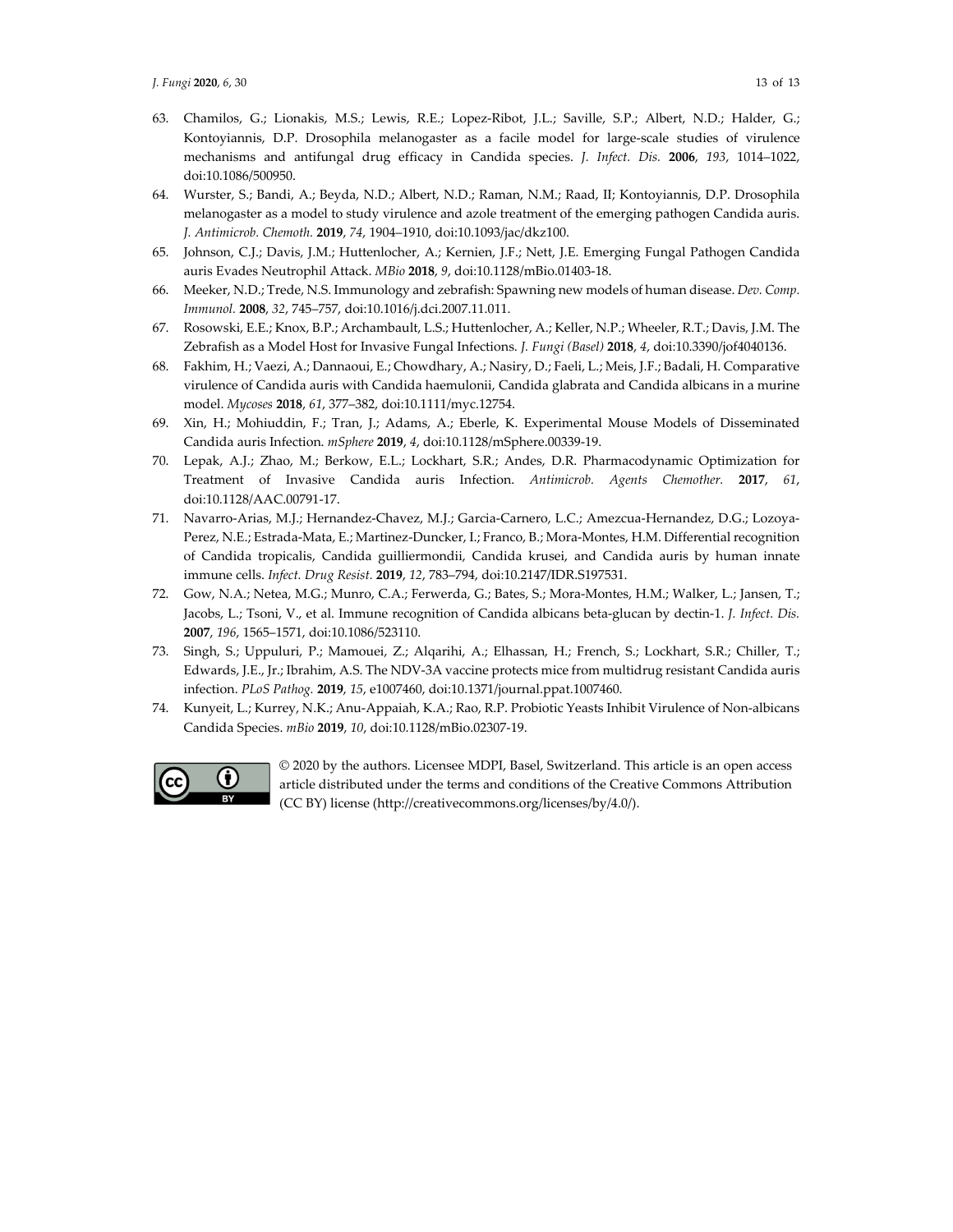63. Chamilos, G.; Lionakis, M.S.; Lewis, R.E.; Lopez-Ribot, J.L.; Saville, S.P.; Albert, N.D.; Halder, G.; Kontoyiannis, D.P. Drosophila melanogaster as a facile model for large-scale studies of virulence mechanisms and antifungal drug efficacy in Candida species. *J. Infect. Dis.* **2006**, *193*, 1014–1022, doi:10.1086/500950.
64. Wurster, S.; Bandi, A.; Beyda, N.D.; Albert, N.D.; Raman, N.M.; Raad, II; Kontoyiannis, D.P. Drosophila melanogaster as a model to study virulence and azole treatment of the emerging pathogen Candida auris. *J. Antimicrob. Chemoth.* **2019**, *74*, 1904–1910, doi:10.1093/jac/dkz100.
65. Johnson, C.J.; Davis, J.M.; Huttenlocher, A.; Kernien, J.F.; Nett, J.E. Emerging Fungal Pathogen Candida auris Evades Neutrophil Attack. *MBio* **2018**, *9*, doi:10.1128/mBio.01403-18.
66. Meeker, N.D.; Trede, N.S. Immunology and zebrafish: Spawning new models of human disease. *Dev. Comp. Immunol.* **2008**, *32*, 745–757, doi:10.1016/j.dci.2007.11.011.
67. Rosowski, E.E.; Knox, B.P.; Archambault, L.S.; Huttenlocher, A.; Keller, N.P.; Wheeler, R.T.; Davis, J.M. The Zebrafish as a Model Host for Invasive Fungal Infections. *J. Fungi (Basel)* **2018**, *4*, doi:10.3390/jof4040136.
68. Fakhim, H.; Vaezi, A.; Dannaoui, E.; Chowdhary, A.; Nasiry, D.; Faeli, L.; Meis, J.F.; Badali, H. Comparative virulence of Candida auris with Candida haemulonii, Candida glabrata and Candida albicans in a murine model. *Mycoses* **2018**, *61*, 377–382, doi:10.1111/myc.12754.
69. Xin, H.; Mohiuddin, F.; Tran, J.; Adams, A.; Eberle, K. Experimental Mouse Models of Disseminated Candida auris Infection. *mSphere* **2019**, *4*, doi:10.1128/mSphere.00339-19.
70. Lepak, A.J.; Zhao, M.; Berkow, E.L.; Lockhart, S.R.; Andes, D.R. Pharmacodynamic Optimization for Treatment of Invasive Candida auris Infection. *Antimicrob. Agents Chemother.* **2017**, *61*, doi:10.1128/AAC.00791-17.
71. Navarro-Arias, M.J.; Hernandez-Chavez, M.J.; Garcia-Carnero, L.C.; Amezcua-Hernandez, D.G.; Lozoya-Perez, N.E.; Estrada-Mata, E.; Martinez-Duncker, I.; Franco, B.; Mora-Montes, H.M. Differential recognition of Candida tropicalis, Candida guilliermondii, Candida krusei, and Candida auris by human innate immune cells. *Infect. Drug Resist.* **2019**, *12*, 783–794, doi:10.2147/IDR.S197531.
72. Gow, N.A.; Netea, M.G.; Munro, C.A.; Ferwerda, G.; Bates, S.; Mora-Montes, H.M.; Walker, L.; Jansen, T.; Jacobs, L.; Tsoni, V., et al. Immune recognition of Candida albicans beta-glucan by dectin-1. *J. Infect. Dis.* **2007**, *196*, 1565–1571, doi:10.1086/523110.
73. Singh, S.; Uppuluri, P.; Mamouei, Z.; Alqarihi, A.; Elhassan, H.; French, S.; Lockhart, S.R.; Chiller, T.; Edwards, J.E., Jr.; Ibrahim, A.S. The NDV-3A vaccine protects mice from multidrug resistant Candida auris infection. *PLoS Pathog.* **2019**, *15*, e1007460, doi:10.1371/journal.ppat.1007460.
74. Kunyeit, L.; Kurrey, N.K.; Anu-Appaiah, K.A.; Rao, R.P. Probiotic Yeasts Inhibit Virulence of Non-albicans Candida Species. *mBio* **2019**, *10*, doi:10.1128/mBio.02307-19.

© 2020 by the authors. Licensee MDPI, Basel, Switzerland. This article is an open access article distributed under the terms and conditions of the Creative Commons Attribution (CC BY) license (http://creativecommons.org/licenses/by/4.0/).